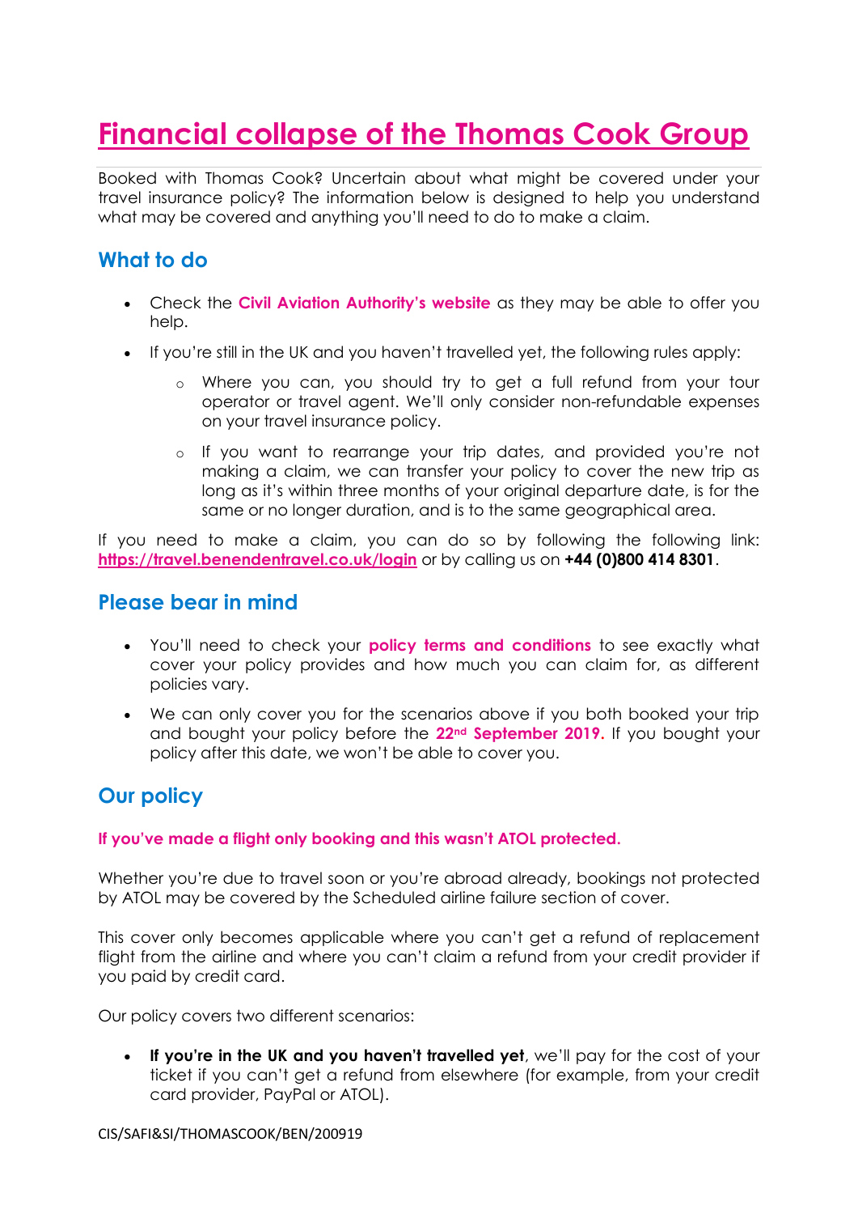# Financial collapse of the Thomas Cook Group

Booked with Thomas Cook? Uncertain about what might be covered under your travel insurance policy? The information below is designed to help you understand what may be covered and anything you'll need to do to make a claim.

## What to do

- Check the **Civil Aviation Authority's website** as they may be able to offer you help.
- If you're still in the UK and you haven't travelled yet, the following rules apply:
  - Where you can, you should try to get a full refund from your tour operator or travel agent. We'll only consider non-refundable expenses on your travel insurance policy.
  - If you want to rearrange your trip dates, and provided you're not making a claim, we can transfer your policy to cover the new trip as long as it's within three months of your original departure date, is for the same or no longer duration, and is to the same geographical area.

If you need to make a claim, you can do so by following the following link: **https://travel.benendentravel.co.uk/login** or by calling us on **+44 (0)800 414 8301**.

## Please bear in mind

- You'll need to check your **policy terms and conditions** to see exactly what cover your policy provides and how much you can claim for, as different policies vary.
- We can only cover you for the scenarios above if you both booked your trip and bought your policy before the **22nd September 2019.** If you bought your policy after this date, we won't be able to cover you.

## Our policy

**If you've made a flight only booking and this wasn't ATOL protected.**

Whether you're due to travel soon or you're abroad already, bookings not protected by ATOL may be covered by the Scheduled airline failure section of cover.

This cover only becomes applicable where you can't get a refund of replacement flight from the airline and where you can't claim a refund from your credit provider if you paid by credit card.

Our policy covers two different scenarios:

- **If you're in the UK and you haven't travelled yet**, we'll pay for the cost of your ticket if you can't get a refund from elsewhere (for example, from your credit card provider, PayPal or ATOL).

CIS/SAFI&SI/THOMASCOOK/BEN/200919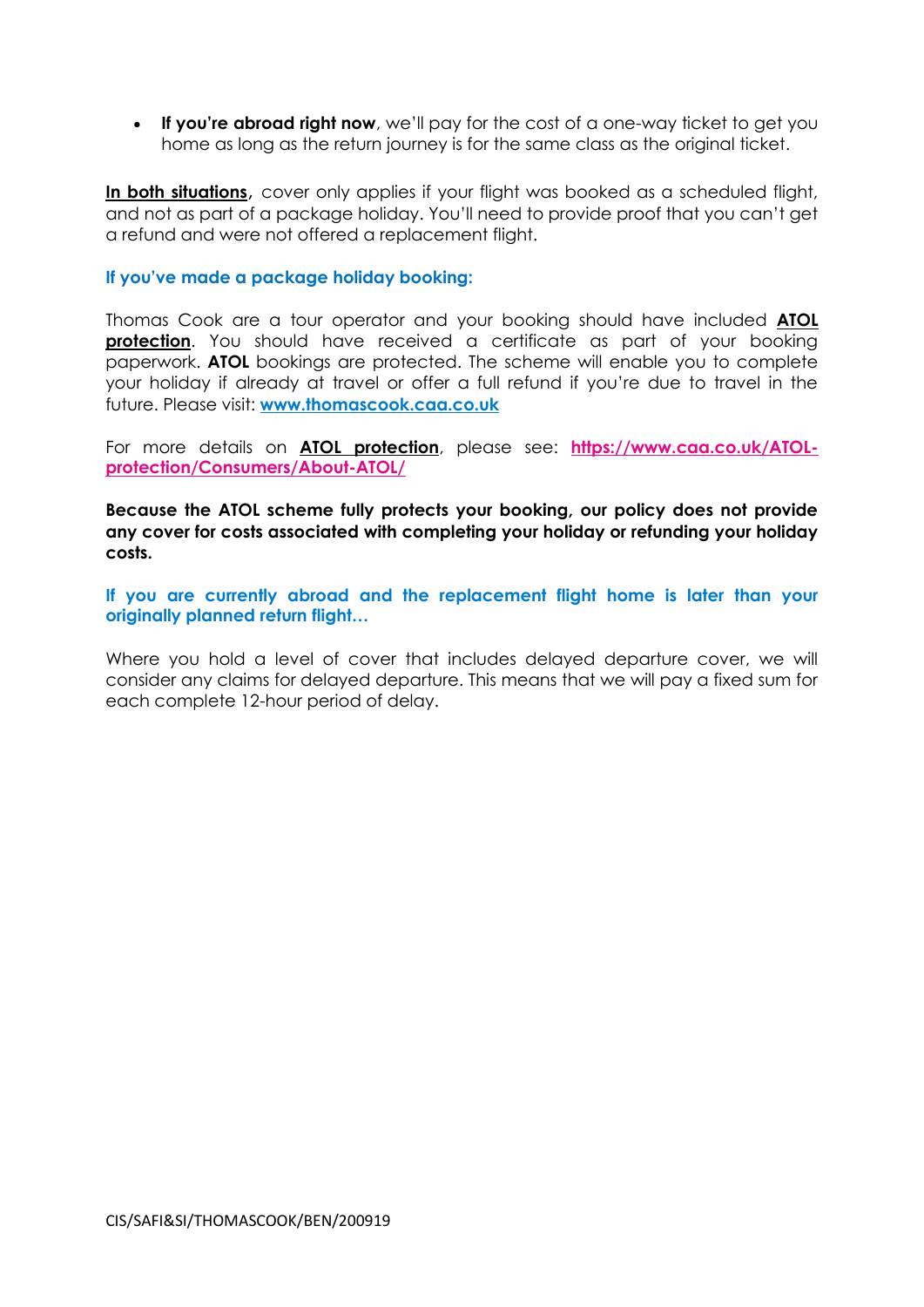- **If you're abroad right now**, we'll pay for the cost of a one-way ticket to get you home as long as the return journey is for the same class as the original ticket.

**In both situations,** cover only applies if your flight was booked as a scheduled flight, and not as part of a package holiday. You'll need to provide proof that you can't get a refund and were not offered a replacement flight.

### If you've made a package holiday booking:

Thomas Cook are a tour operator and your booking should have included **ATOL protection**. You should have received a certificate as part of your booking paperwork. **ATOL** bookings are protected. The scheme will enable you to complete your holiday if already at travel or offer a full refund if you're due to travel in the future. Please visit: **www.thomascook.caa.co.uk**

For more details on **ATOL protection**, please see: **https://www.caa.co.uk/ATOL-protection/Consumers/About-ATOL/**

**Because the ATOL scheme fully protects your booking, our policy does not provide any cover for costs associated with completing your holiday or refunding your holiday costs.**

### If you are currently abroad and the replacement flight home is later than your originally planned return flight…

Where you hold a level of cover that includes delayed departure cover, we will consider any claims for delayed departure. This means that we will pay a fixed sum for each complete 12-hour period of delay.

CIS/SAFI&SI/THOMASCOOK/BEN/200919